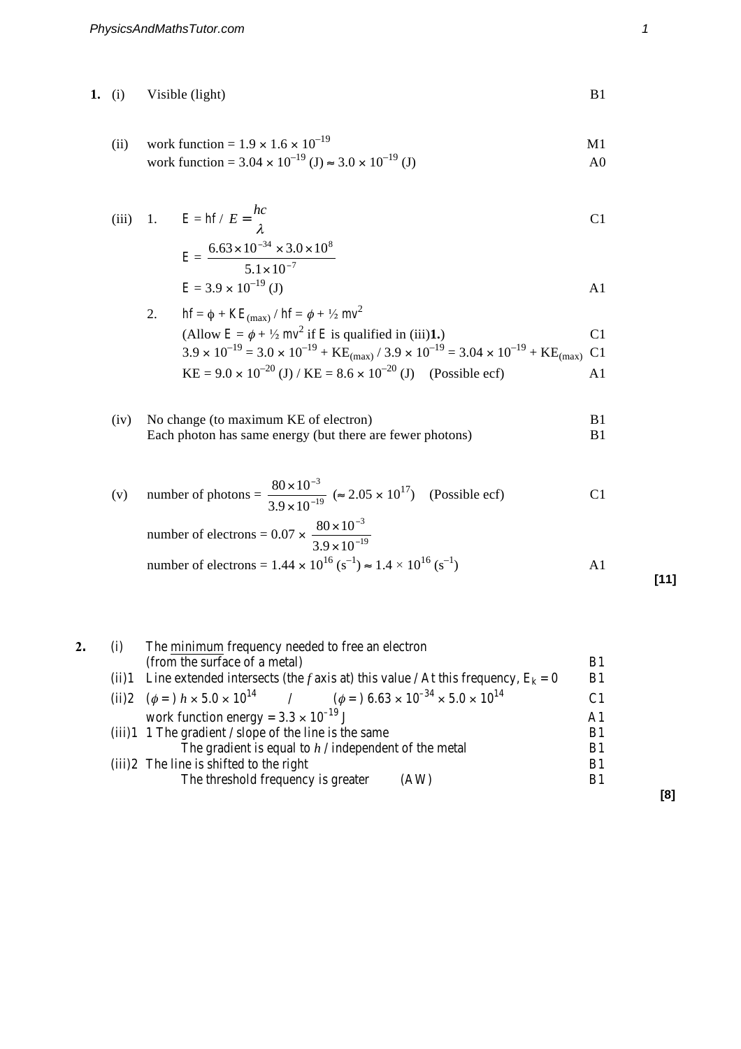**1.** (i) Visible (light) B1

(ii) work function = $1.9 \times 1.6 \times 10^{-19}$ M1
work function = $3.04 \times 10^{-19}$ (J) $\approx 3.0 \times 10^{-19}$ (J) A0

(iii) 1. $E = hf$ / $E = \dfrac{hc}{\lambda}$ C1

$E = \dfrac{6.63 \times 10^{-34} \times 3.0 \times 10^{8}}{5.1 \times 10^{-7}}$

$E = 3.9 \times 10^{-19}$ (J) A1

2. $hf = \phi + KE_{(max)}$ / $hf = \phi + ½ mv^2$
(Allow $E = \phi + ½ mv^2$ if $E$ is qualified in (iii)**1.**) C1
$3.9 \times 10^{-19} = 3.0 \times 10^{-19} + KE_{(max)}$ / $3.9 \times 10^{-19} = 3.04 \times 10^{-19} + KE_{(max)}$ C1
$KE = 9.0 \times 10^{-20}$ (J) / $KE = 8.6 \times 10^{-20}$ (J) (Possible ecf) A1

(iv) No change (to maximum KE of electron) B1
Each photon has same energy (but there are fewer photons) B1

(v) number of photons = $\dfrac{80 \times 10^{-3}}{3.9 \times 10^{-19}}$ ($\approx 2.05 \times 10^{17}$) (Possible ecf) C1

number of electrons = $0.07 \times \dfrac{80 \times 10^{-3}}{3.9 \times 10^{-19}}$

number of electrons = $1.44 \times 10^{16}$ ($s^{-1}$) $\approx 1.4 \times 10^{16}$ ($s^{-1}$) A1

**[11]**

**2.** (i) The minimum frequency needed to free an electron (from the surface of a metal) B1

(ii)1 Line extended intersects (the $f$ axis at) this value / At this frequency, $E_k = 0$ B1

(ii)2 ($\phi =$) $h \times 5.0 \times 10^{14}$ / ($\phi =$) $6.63 \times 10^{-34} \times 5.0 \times 10^{14}$ C1
work function energy = $3.3 \times 10^{-19}$ J A1

(iii)1 1 The gradient / slope of the line is the same B1
The gradient is equal to $h$ / independent of the metal B1

(iii)2 The line is shifted to the right B1
The threshold frequency is greater (AW) B1

**[8]**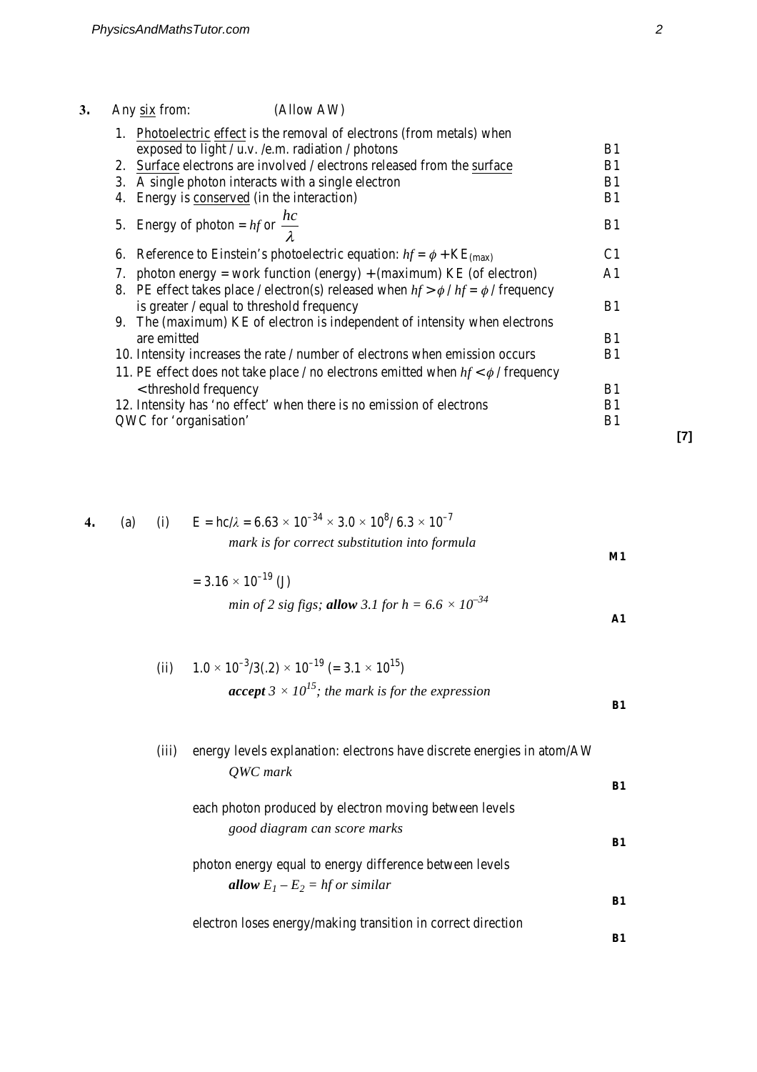**3.** Any <u>six</u> from: (Allow AW)

| | |
|---|---|
| 1. <u>Photoelectric effect</u> is the removal of electrons (from metals) when exposed to light / u.v. /e.m. radiation / photons | B1 |
| 2. <u>Surface</u> electrons are involved / electrons released from the <u>surface</u> | B1 |
| 3. A single photon interacts with a single electron | B1 |
| 4. Energy is <u>conserved</u> (in the interaction) | B1 |
| 5. Energy of photon = $hf$ or $\dfrac{hc}{\lambda}$ | B1 |
| 6. Reference to Einstein's photoelectric equation: $hf = \phi + KE_{(max)}$ | C1 |
| 7. photon energy = work function (energy) + (maximum) KE (of electron) | A1 |
| 8. PE effect takes place / electron(s) released when $hf > \phi$ / $hf = \phi$ / frequency is greater / equal to threshold frequency | B1 |
| 9. The (maximum) KE of electron is independent of intensity when electrons are emitted | B1 |
| 10. Intensity increases the rate / number of electrons when emission occurs | B1 |
| 11. PE effect does not take place / no electrons emitted when $hf < \phi$ / frequency < threshold frequency | B1 |
| 12. Intensity has 'no effect' when there is no emission of electrons | B1 |
| QWC for 'organisation' | B1 |

**[7]**

**4.** (a) (i) $E = hc/\lambda = 6.63 \times 10^{-34} \times 3.0 \times 10^{8} / 6.3 \times 10^{-7}$

*mark is for correct substitution into formula* **M1**

$= 3.16 \times 10^{-19}$ (J)

*min of 2 sig figs;* ***allow*** *3.1 for* $h = 6.6 \times 10^{-34}$ **A1**

(ii) $1.0 \times 10^{-3}/3(.2) \times 10^{-19}$ ($= 3.1 \times 10^{15}$)

***accept*** $3 \times 10^{15}$; *the mark is for the expression* **B1**

(iii) energy levels explanation: electrons have discrete energies in atom/AW

*QWC mark* **B1**

each photon produced by electron moving between levels

*good diagram can score marks* **B1**

photon energy equal to energy difference between levels

***allow*** $E_1 - E_2 = hf$ *or similar* **B1**

electron loses energy/making transition in correct direction **B1**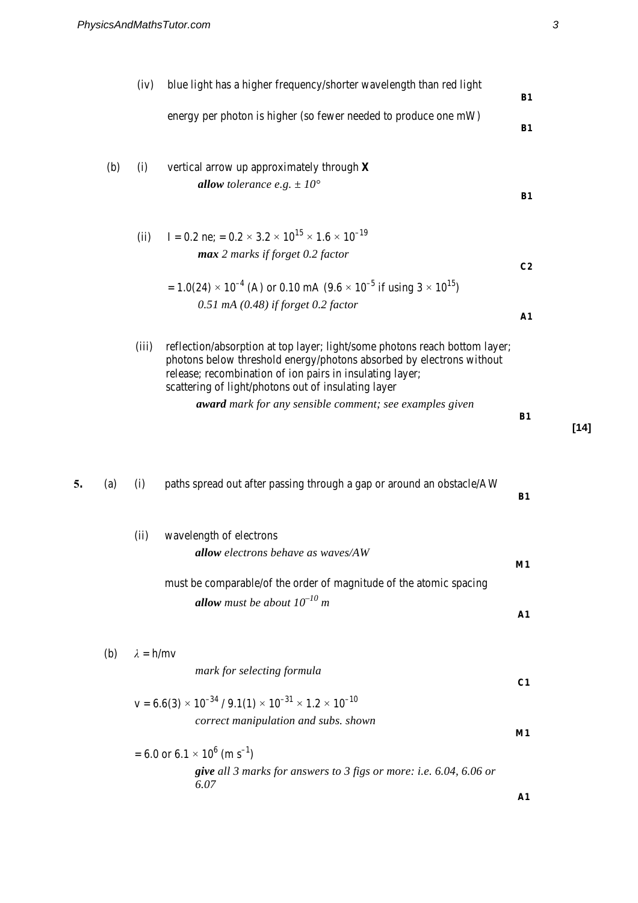(iv) blue light has a higher frequency/shorter wavelength than red light **B1**

energy per photon is higher (so fewer needed to produce one mW) **B1**

(b) (i) vertical arrow up approximately through **X**

*allow tolerance e.g. ± 10°* **B1**

(ii) $I = 0.2\ ne$; $= 0.2 \times 3.2 \times 10^{15} \times 1.6 \times 10^{-19}$

*max 2 marks if forget 0.2 factor* **C2**

$= 1.0(24) \times 10^{-4}$ (A) or 0.10 mA ($9.6 \times 10^{-5}$ if using $3 \times 10^{15}$)

*0.51 mA (0.48) if forget 0.2 factor* **A1**

(iii) reflection/absorption at top layer; light/some photons reach bottom layer; photons below threshold energy/photons absorbed by electrons without release; recombination of ion pairs in insulating layer; scattering of light/photons out of insulating layer

***award** mark for any sensible comment; see examples given* **B1**

**[14]**

**5.** (a) (i) paths spread out after passing through a gap or around an obstacle/AW **B1**

(ii) wavelength of electrons

***allow** electrons behave as waves/AW* **M1**

must be comparable/of the order of magnitude of the atomic spacing

***allow** must be about $10^{-10}$ m* **A1**

(b) $\lambda = h/mv$

*mark for selecting formula* **C1**

$v = 6.6(3) \times 10^{-34} / 9.1(1) \times 10^{-31} \times 1.2 \times 10^{-10}$

*correct manipulation and subs. shown* **M1**

$= 6.0$ or $6.1 \times 10^{6}$ (m s$^{-1}$)

***give** all 3 marks for answers to 3 figs or more: i.e. 6.04, 6.06 or 6.07* **A1**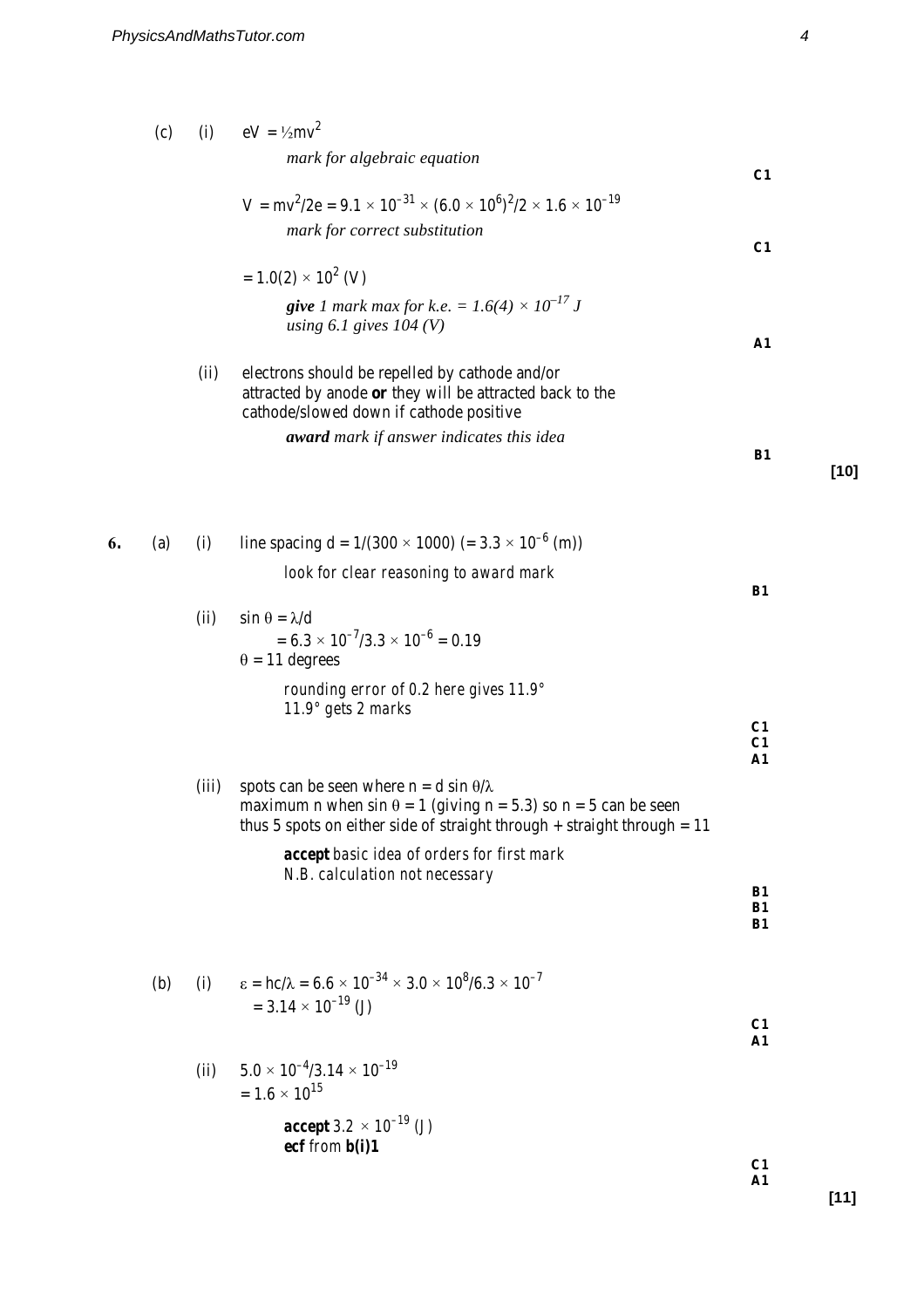(c) (i) $eV = ½mv^2$

*mark for algebraic equation* **C1**

$V = mv^2/2e = 9.1 \times 10^{-31} \times (6.0 \times 10^6)^2/2 \times 1.6 \times 10^{-19}$

*mark for correct substitution* **C1**

$= 1.0(2) \times 10^2$ (V)

***give*** *1 mark max for k.e. = $1.6(4) \times 10^{-17}$ J*
*using 6.1 gives 104 (V)* **A1**

(ii) electrons should be repelled by cathode and/or attracted by anode **or** they will be attracted back to the cathode/slowed down if cathode positive

***award*** *mark if answer indicates this idea* **B1**

**[10]**

**6.** (a) (i) line spacing $d = 1/(300 \times 1000)$ $(= 3.3 \times 10^{-6}$ (m))

*look for clear reasoning to award mark* **B1**

(ii) $\sin \theta = \lambda/d$
$= 6.3 \times 10^{-7}/3.3 \times 10^{-6} = 0.19$
$\theta = 11$ degrees

*rounding error of 0.2 here gives 11.9°*
*11.9° gets 2 marks* **C1 C1 A1**

(iii) spots can be seen where $n = d \sin \theta/\lambda$
maximum n when $\sin \theta = 1$ (giving n = 5.3) so n = 5 can be seen
thus 5 spots on either side of straight through + straight through = 11

***accept*** *basic idea of orders for first mark*
*N.B. calculation not necessary* **B1 B1 B1**

(b) (i) $\varepsilon = hc/\lambda = 6.6 \times 10^{-34} \times 3.0 \times 10^8/6.3 \times 10^{-7}$
$= 3.14 \times 10^{-19}$ (J) **C1 A1**

(ii) $5.0 \times 10^{-4}/3.14 \times 10^{-19}$
$= 1.6 \times 10^{15}$

***accept*** *$3.2 \times 10^{-19}$ (J)*
***ecf*** *from* ***b(i)1*** **C1 A1**

**[11]**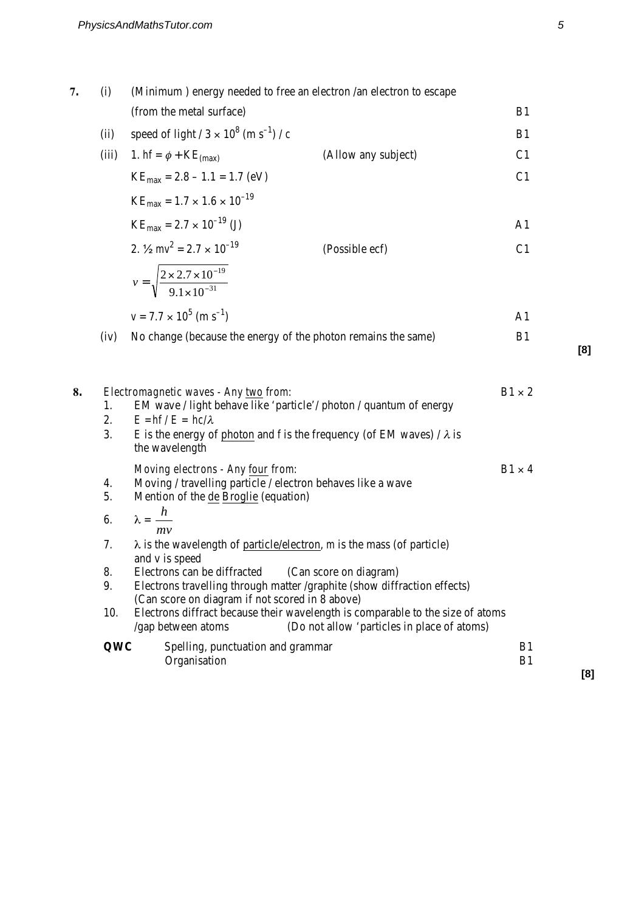**7.** (i) (Minimum ) energy needed to free an electron /an electron to escape (from the metal surface) — B1

(ii) speed of light / $3 \times 10^8$ (m $s^{-1}$) / c — B1

(iii) 1. $hf = \phi + KE_{(max)}$ (Allow any subject) — C1

$KE_{max} = 2.8 - 1.1 = 1.7$ (eV) — C1

$KE_{max} = 1.7 \times 1.6 \times 10^{-19}$

$KE_{max} = 2.7 \times 10^{-19}$ (J) — A1

2. $\frac{1}{2} mv^2 = 2.7 \times 10^{-19}$ (Possible ecf) — C1

$$v = \sqrt{\frac{2 \times 2.7 \times 10^{-19}}{9.1 \times 10^{-31}}}$$

$v = 7.7 \times 10^5$ (m $s^{-1}$) — A1

(iv) No change (because the energy of the photon remains the same) — B1

**[8]**

**8.** *Electromagnetic waves - Any two from:* — B1 × 2

1. EM wave / light behave like 'particle'/ photon / quantum of energy
2. $E = hf$ / $E = hc/\lambda$
3. E is the energy of photon and f is the frequency (of EM waves) / $\lambda$ is the wavelength

*Moving electrons - Any four from:* — B1 × 4

4. Moving / travelling particle / electron behaves like a wave
5. Mention of the de Broglie (equation)
6. $\lambda = \dfrac{h}{mv}$
7. $\lambda$ is the wavelength of particle/electron, m is the mass (of particle) and v is speed
8. Electrons can be diffracted (Can score on diagram)
9. Electrons travelling through matter /graphite (show diffraction effects) (Can score on diagram if not scored in 8 above)
10. Electrons diffract because their wavelength is comparable to the size of atoms /gap between atoms (Do not allow 'particles in place of atoms)

**QWC** Spelling, punctuation and grammar — B1
Organisation — B1

**[8]**